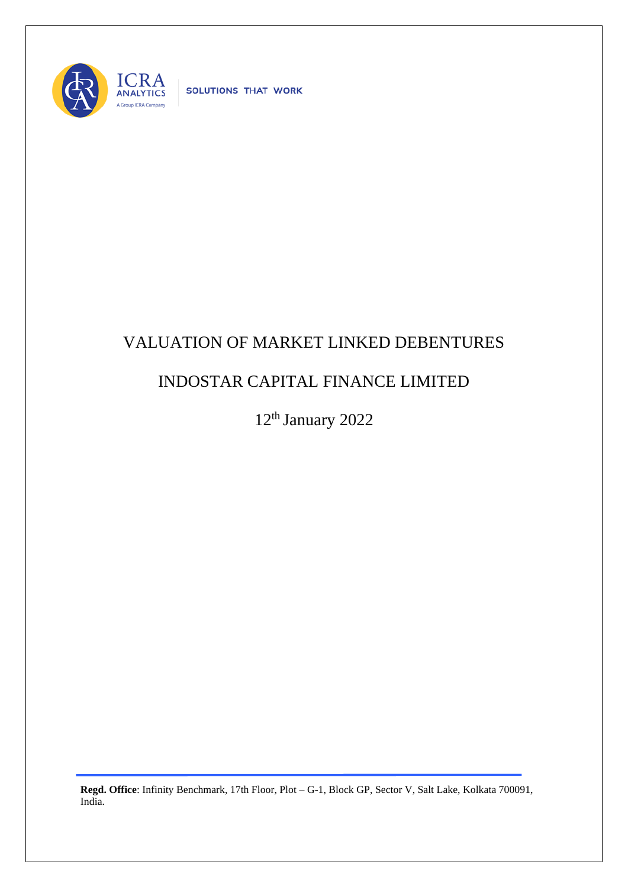ICRA ANALYTICS

A Group ICRA Company

SOLUTIONS THAT WORK

# VALUATION OF MARKET LINKED DEBENTURES

# INDOSTAR CAPITAL FINANCE LIMITED

12th January 2022

**Regd. Office**: Infinity Benchmark, 17th Floor, Plot – G-1, Block GP, Sector V, Salt Lake, Kolkata 700091, India.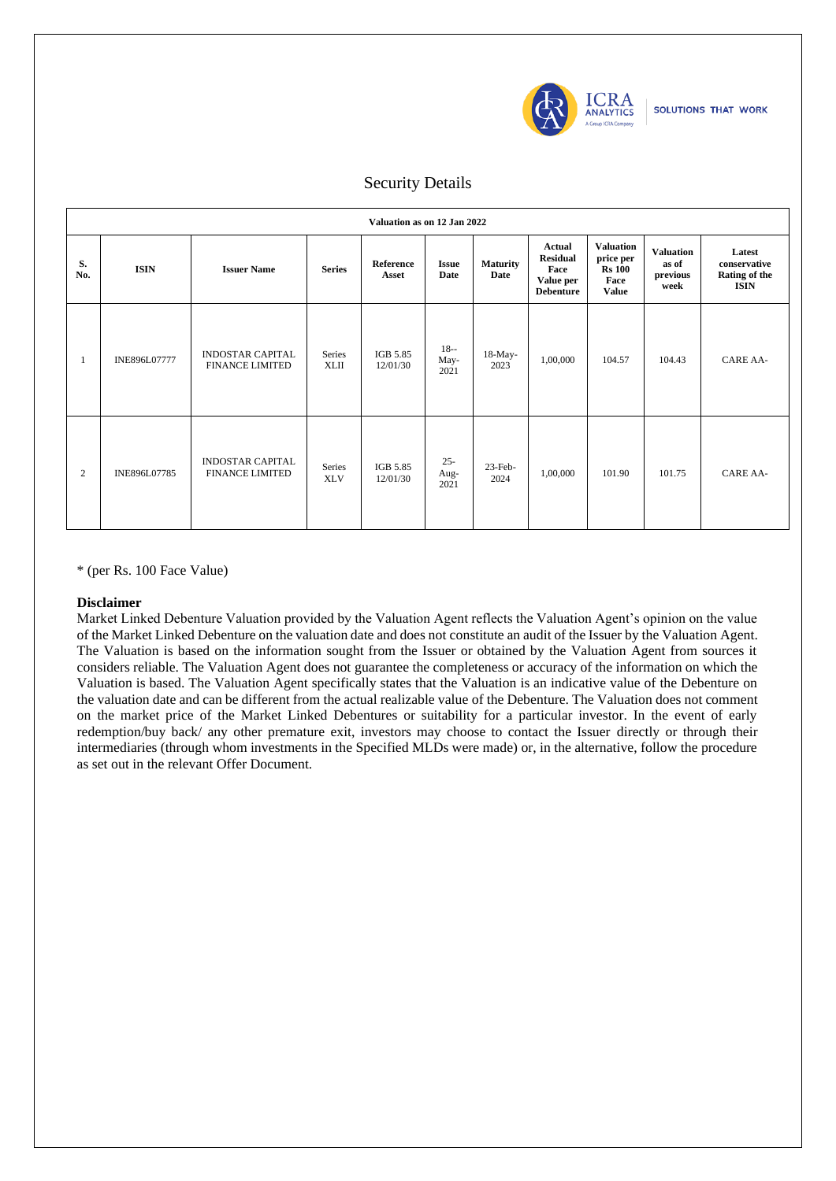## Security Details

| Valuation as on 12 Jan 2022 | | | | | | | | | | |
|---|---|---|---|---|---|---|---|---|---|---|
| **S. No.** | **ISIN** | **Issuer Name** | **Series** | **Reference Asset** | **Issue Date** | **Maturity Date** | **Actual Residual Face Value per Debenture** | **Valuation price per Rs 100 Face Value** | **Valuation as of previous week** | **Latest conservative Rating of the ISIN** |
| 1 | INE896L07777 | INDOSTAR CAPITAL FINANCE LIMITED | Series XLII | IGB 5.85 12/01/30 | 18--May-2021 | 18-May-2023 | 1,00,000 | 104.57 | 104.43 | CARE AA- |
| 2 | INE896L07785 | INDOSTAR CAPITAL FINANCE LIMITED | Series XLV | IGB 5.85 12/01/30 | 25-Aug-2021 | 23-Feb-2024 | 1,00,000 | 101.90 | 101.75 | CARE AA- |

* (per Rs. 100 Face Value)

**Disclaimer**

Market Linked Debenture Valuation provided by the Valuation Agent reflects the Valuation Agent's opinion on the value of the Market Linked Debenture on the valuation date and does not constitute an audit of the Issuer by the Valuation Agent. The Valuation is based on the information sought from the Issuer or obtained by the Valuation Agent from sources it considers reliable. The Valuation Agent does not guarantee the completeness or accuracy of the information on which the Valuation is based. The Valuation Agent specifically states that the Valuation is an indicative value of the Debenture on the valuation date and can be different from the actual realizable value of the Debenture. The Valuation does not comment on the market price of the Market Linked Debentures or suitability for a particular investor. In the event of early redemption/buy back/ any other premature exit, investors may choose to contact the Issuer directly or through their intermediaries (through whom investments in the Specified MLDs were made) or, in the alternative, follow the procedure as set out in the relevant Offer Document.